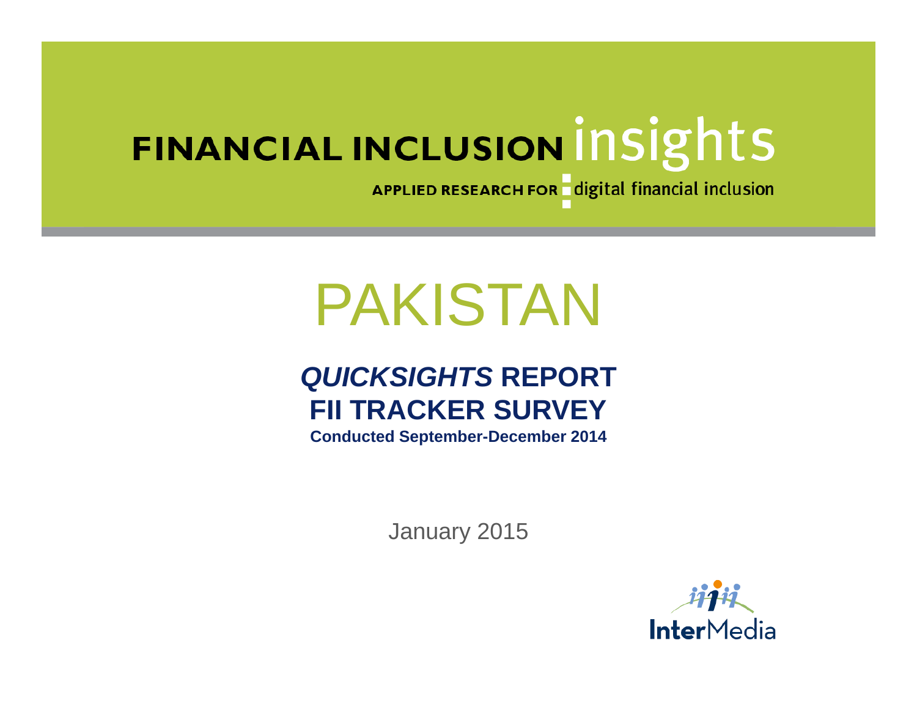FINANCIAL INCLUSION insights

APPLIED RESEARCH FOR digital financial inclusion

# PAKISTAN

## *QUICKSIGHTS* REPORT
## FII TRACKER SURVEY

**Conducted September-December 2014**

January 2015

InterMedia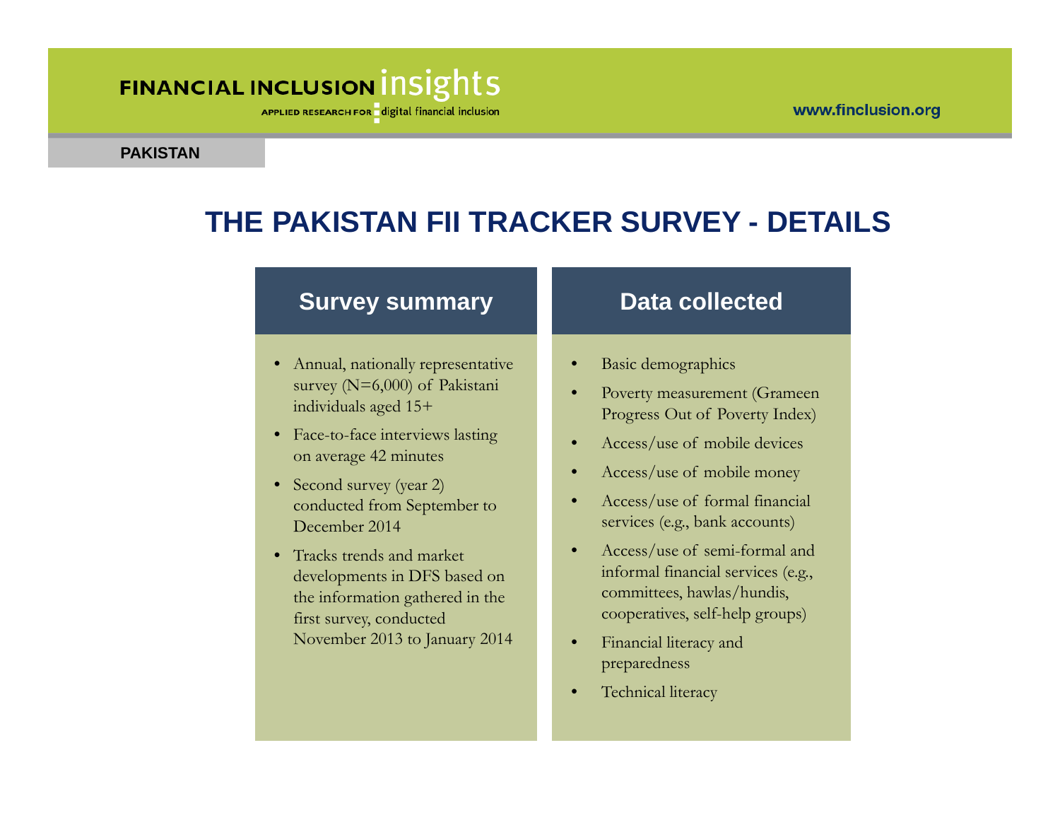PAKISTAN

# THE PAKISTAN FII TRACKER SURVEY - DETAILS

## Survey summary

- Annual, nationally representative survey (N=6,000) of Pakistani individuals aged 15+
- Face-to-face interviews lasting on average 42 minutes
- Second survey (year 2) conducted from September to December 2014
- Tracks trends and market developments in DFS based on the information gathered in the first survey, conducted November 2013 to January 2014

## Data collected

- Basic demographics
- Poverty measurement (Grameen Progress Out of Poverty Index)
- Access/use of mobile devices
- Access/use of mobile money
- Access/use of formal financial services (e.g., bank accounts)
- Access/use of semi-formal and informal financial services (e.g., committees, hawlas/hundis, cooperatives, self-help groups)
- Financial literacy and preparedness
- Technical literacy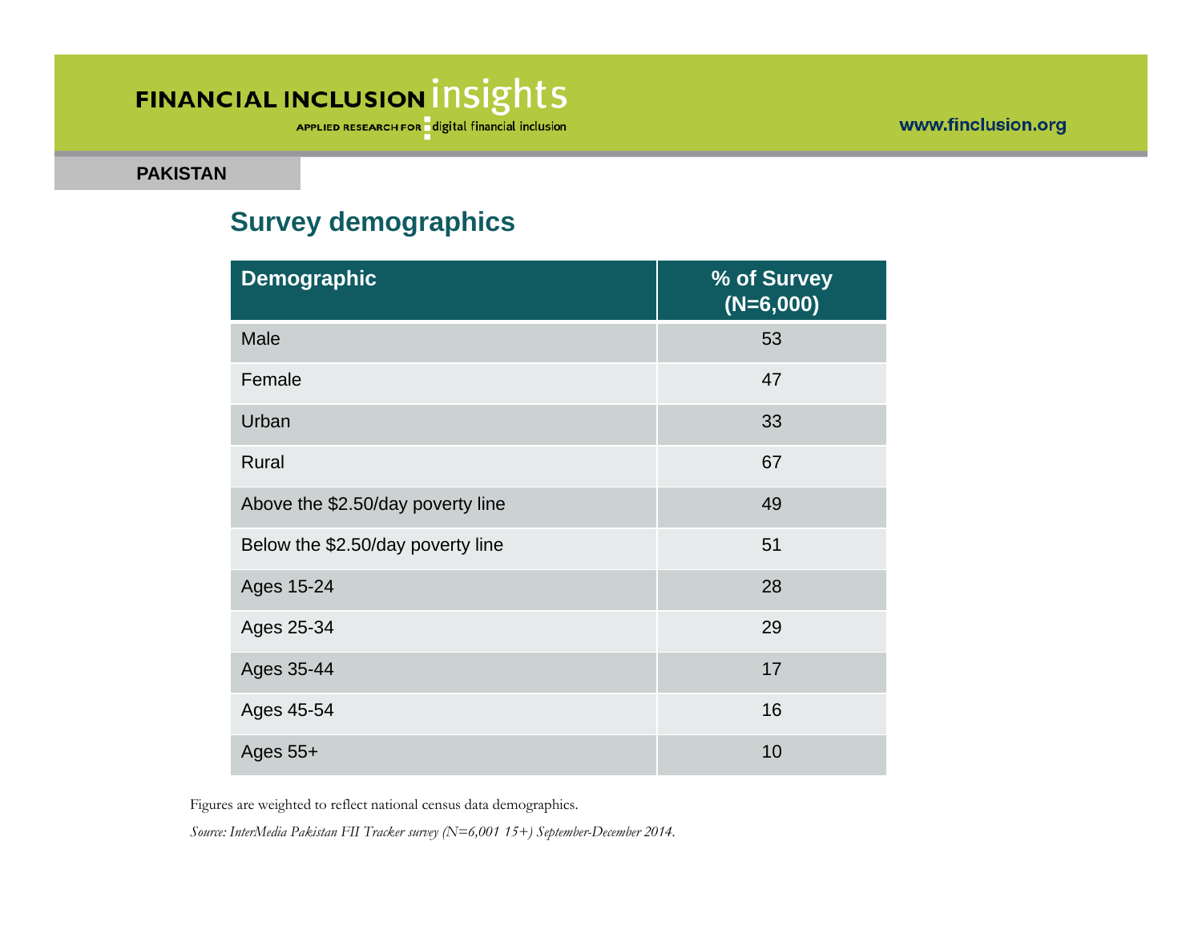**PAKISTAN**

## Survey demographics

| Demographic | % of Survey (N=6,000) |
|---|---|
| Male | 53 |
| Female | 47 |
| Urban | 33 |
| Rural | 67 |
| Above the $2.50/day poverty line | 49 |
| Below the $2.50/day poverty line | 51 |
| Ages 15-24 | 28 |
| Ages 25-34 | 29 |
| Ages 35-44 | 17 |
| Ages 45-54 | 16 |
| Ages 55+ | 10 |

Figures are weighted to reflect national census data demographics.

*Source: InterMedia Pakistan FII Tracker survey (N=6,001 15+) September-December 2014.*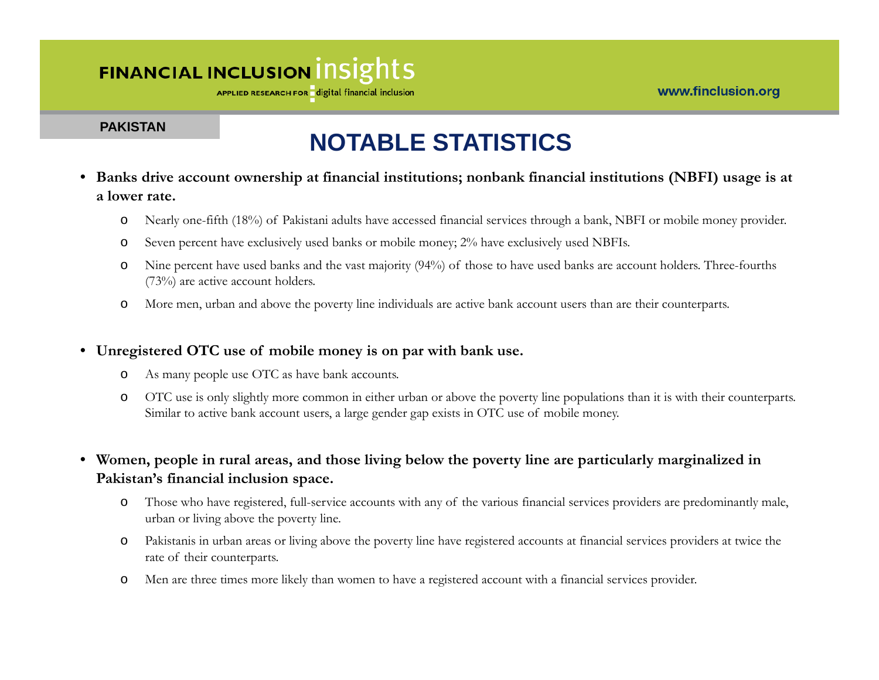PAKISTAN

# NOTABLE STATISTICS

- **Banks drive account ownership at financial institutions; nonbank financial institutions (NBFI) usage is at a lower rate.**
  - Nearly one-fifth (18%) of Pakistani adults have accessed financial services through a bank, NBFI or mobile money provider.
  - Seven percent have exclusively used banks or mobile money; 2% have exclusively used NBFIs.
  - Nine percent have used banks and the vast majority (94%) of those to have used banks are account holders. Three-fourths (73%) are active account holders.
  - More men, urban and above the poverty line individuals are active bank account users than are their counterparts.

- **Unregistered OTC use of mobile money is on par with bank use.**
  - As many people use OTC as have bank accounts.
  - OTC use is only slightly more common in either urban or above the poverty line populations than it is with their counterparts. Similar to active bank account users, a large gender gap exists in OTC use of mobile money.

- **Women, people in rural areas, and those living below the poverty line are particularly marginalized in Pakistan's financial inclusion space.**
  - Those who have registered, full-service accounts with any of the various financial services providers are predominantly male, urban or living above the poverty line.
  - Pakistanis in urban areas or living above the poverty line have registered accounts at financial services providers at twice the rate of their counterparts.
  - Men are three times more likely than women to have a registered account with a financial services provider.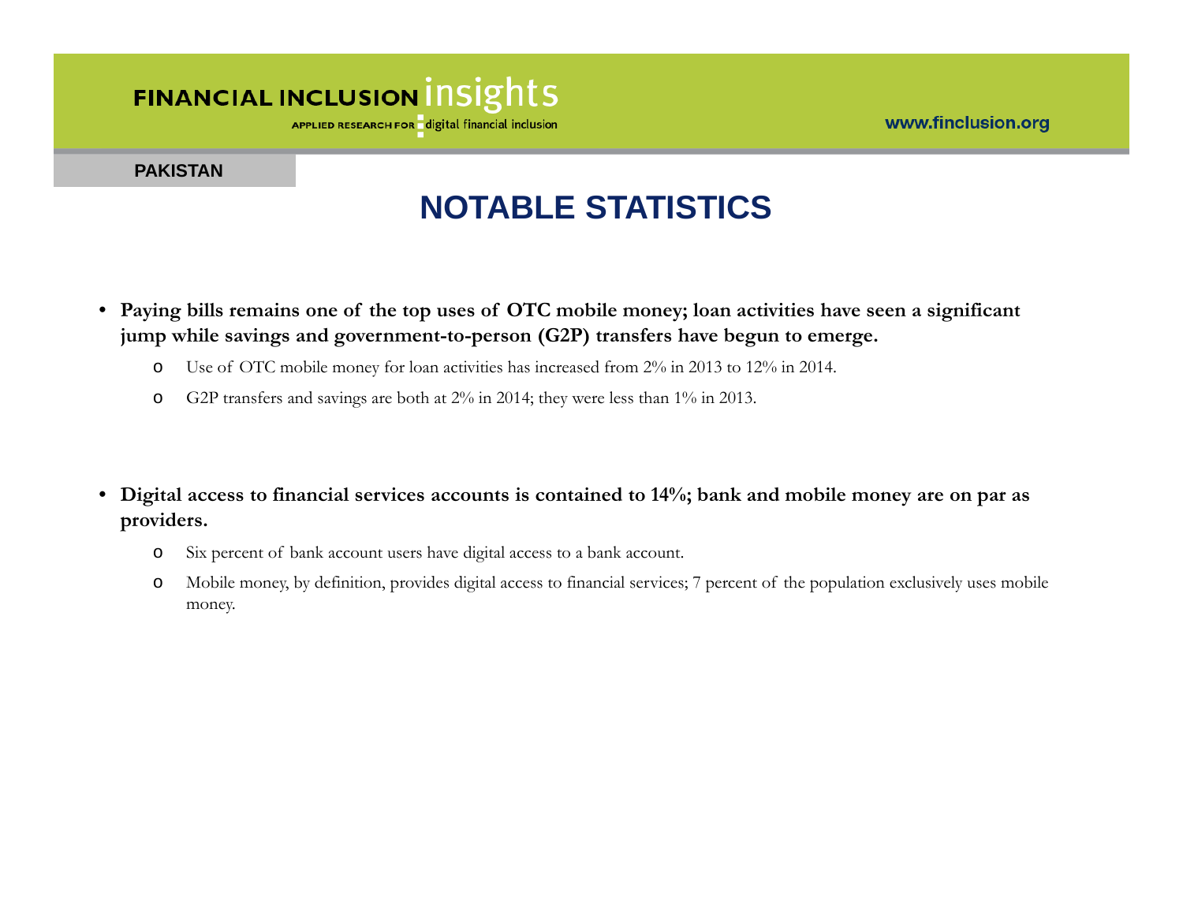PAKISTAN

# NOTABLE STATISTICS

- **Paying bills remains one of the top uses of OTC mobile money; loan activities have seen a significant jump while savings and government-to-person (G2P) transfers have begun to emerge.**
  - Use of OTC mobile money for loan activities has increased from 2% in 2013 to 12% in 2014.
  - G2P transfers and savings are both at 2% in 2014; they were less than 1% in 2013.

- **Digital access to financial services accounts is contained to 14%; bank and mobile money are on par as providers.**
  - Six percent of bank account users have digital access to a bank account.
  - Mobile money, by definition, provides digital access to financial services; 7 percent of the population exclusively uses mobile money.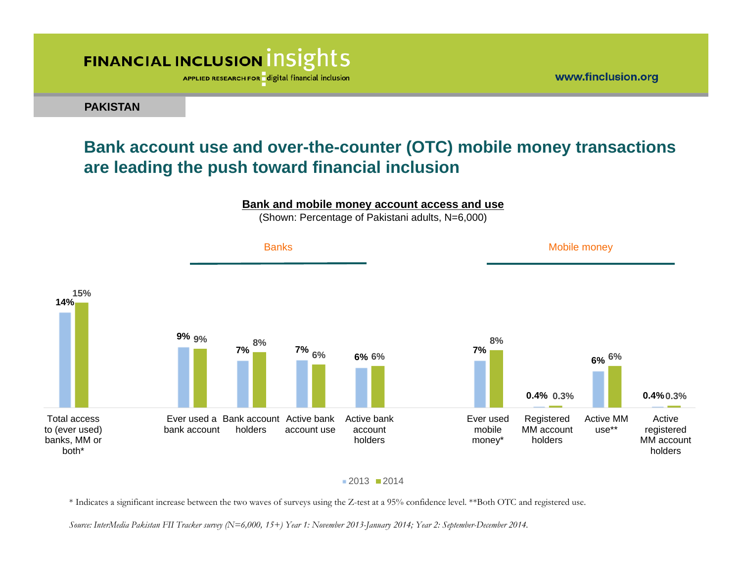PAKISTAN

# Bank account use and over-the-counter (OTC) mobile money transactions are leading the push toward financial inclusion

**Bank and mobile money account access and use**

(Shown: Percentage of Pakistani adults, N=6,000)

| Category | Indicator | 2013 | 2014 |
|---|---|---|---|
| | Total access to (ever used) banks, MM or both* | 14% | 15% |
| Banks | Ever used a bank account | 9% | 9% |
| Banks | Bank account holders | 7% | 8% |
| Banks | Active bank account use | 7% | 6% |
| Banks | Active bank account holders | 6% | 6% |
| Mobile money | Ever used mobile money* | 7% | 8% |
| Mobile money | Registered MM account holders | 0.4% | 0.3% |
| Mobile money | Active MM use** | 6% | 6% |
| Mobile money | Active registered MM account holders | 0.4% | 0.3% |

\* Indicates a significant increase between the two waves of surveys using the Z-test at a 95% confidence level. **Both OTC and registered use.

*Source: InterMedia Pakistan FII Tracker survey (N=6,000, 15+) Year 1: November 2013-January 2014; Year 2: September-December 2014.*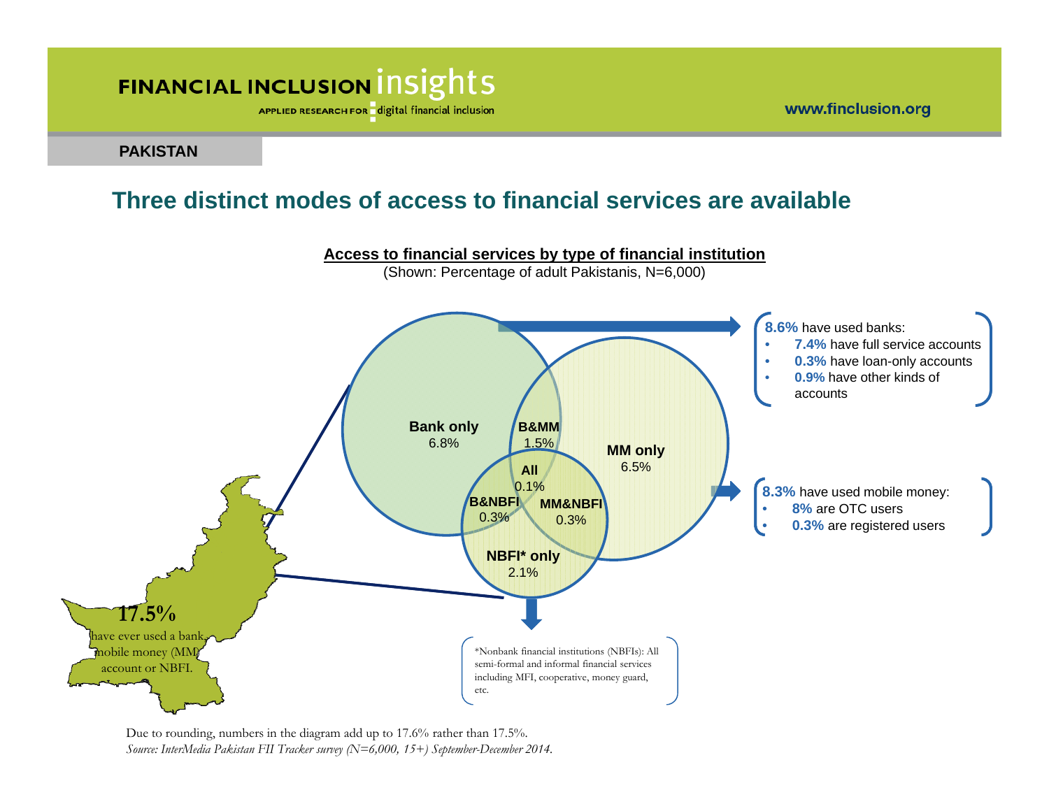**PAKISTAN**

## Three distinct modes of access to financial services are available

**Access to financial services by type of financial institution**

(Shown: Percentage of adult Pakistanis, N=6,000)

**Bank only** 6.8%

**B&MM** 1.5%

**MM only** 6.5%

**All** 0.1%

**B&NBFI** 0.3%

**MM&NBFI** 0.3%

**NBFI* only** 2.1%

**17.5%** have ever used a bank, mobile money (MM) account or NBFI.

**8.6%** have used banks:

- **7.4%** have full service accounts
- **0.3%** have loan-only accounts
- **0.9%** have other kinds of accounts

**8.3%** have used mobile money:

- **8%** are OTC users
- **0.3%** are registered users

*Nonbank financial institutions (NBFIs): All semi-formal and informal financial services including MFI, cooperative, money guard, etc.

Due to rounding, numbers in the diagram add up to 17.6% rather than 17.5%.

*Source: InterMedia Pakistan FII Tracker survey (N=6,000, 15+) September-December 2014.*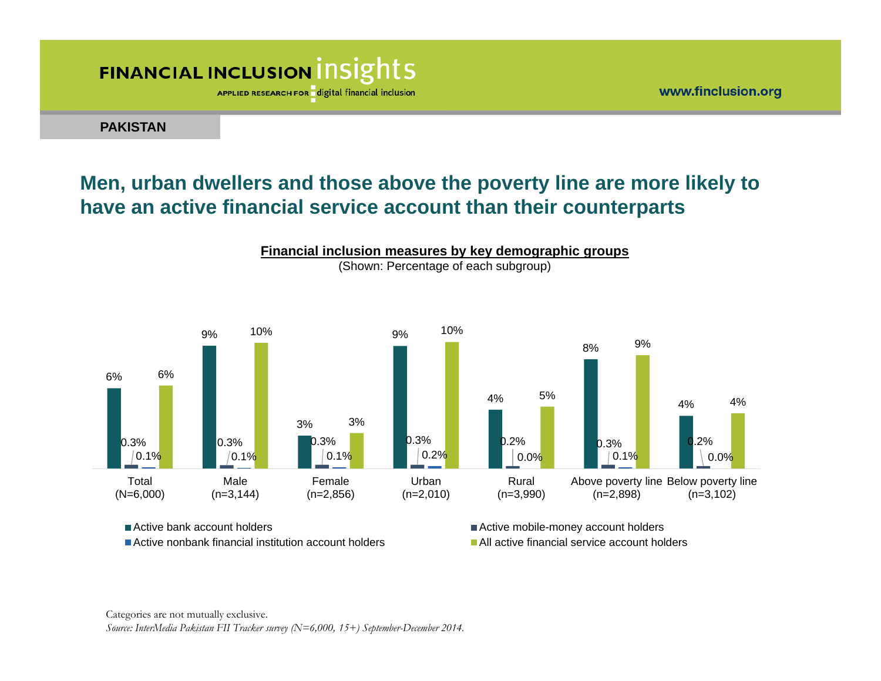PAKISTAN

## Men, urban dwellers and those above the poverty line are more likely to have an active financial service account than their counterparts

**Financial inclusion measures by key demographic groups**

(Shown: Percentage of each subgroup)

| | Total (N=6,000) | Male (n=3,144) | Female (n=2,856) | Urban (n=2,010) | Rural (n=3,990) | Above poverty line (n=2,898) | Below poverty line (n=3,102) |
|---|---|---|---|---|---|---|---|
| Active bank account holders | 6% | 9% | 3% | 9% | 4% | 8% | 4% |
| Active mobile-money account holders | 0.3% | 0.3% | 0.3% | 0.3% | 0.2% | 0.3% | 0.2% |
| Active nonbank financial institution account holders | 0.1% | 0.1% | 0.1% | 0.2% | 0.0% | 0.1% | 0.0% |
| All active financial service account holders | 6% | 10% | 3% | 10% | 5% | 9% | 4% |

Categories are not mutually exclusive.

*Source: InterMedia Pakistan FII Tracker survey (N=6,000, 15+) September-December 2014.*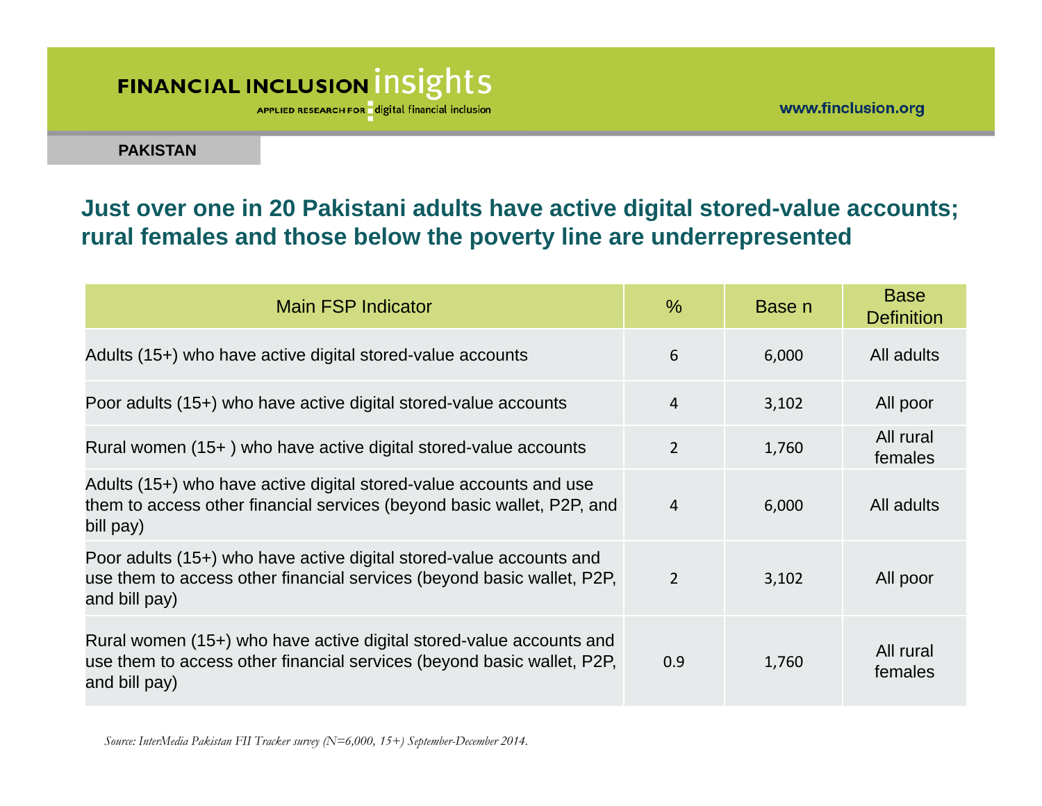**PAKISTAN**

## Just over one in 20 Pakistani adults have active digital stored-value accounts; rural females and those below the poverty line are underrepresented

| Main FSP Indicator | % | Base n | Base Definition |
|---|---|---|---|
| Adults (15+) who have active digital stored-value accounts | 6 | 6,000 | All adults |
| Poor adults (15+) who have active digital stored-value accounts | 4 | 3,102 | All poor |
| Rural women (15+ ) who have active digital stored-value accounts | 2 | 1,760 | All rural females |
| Adults (15+) who have active digital stored-value accounts and use them to access other financial services (beyond basic wallet, P2P, and bill pay) | 4 | 6,000 | All adults |
| Poor adults (15+) who have active digital stored-value accounts and use them to access other financial services (beyond basic wallet, P2P, and bill pay) | 2 | 3,102 | All poor |
| Rural women (15+) who have active digital stored-value accounts and use them to access other financial services (beyond basic wallet, P2P, and bill pay) | 0.9 | 1,760 | All rural females |

*Source: InterMedia Pakistan FII Tracker survey (N=6,000, 15+) September-December 2014.*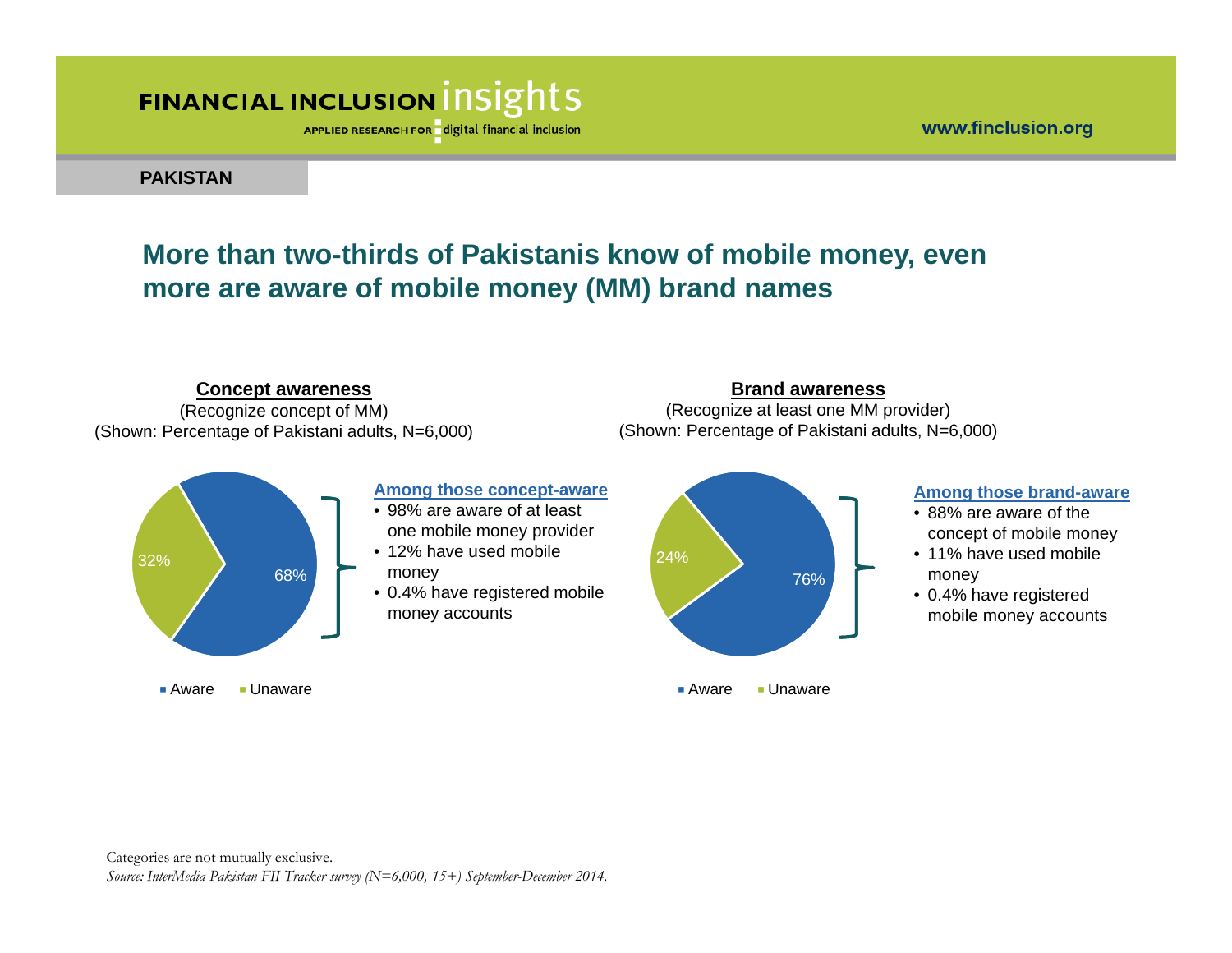PAKISTAN

## More than two-thirds of Pakistanis know of mobile money, even more are aware of mobile money (MM) brand names

**Concept awareness**
(Recognize concept of MM)
(Shown: Percentage of Pakistani adults, N=6,000)

32%
68%

Aware Unaware

**Among those concept-aware**

- 98% are aware of at least one mobile money provider
- 12% have used mobile money
- 0.4% have registered mobile money accounts

**Brand awareness**
(Recognize at least one MM provider)
(Shown: Percentage of Pakistani adults, N=6,000)

24%
76%

Aware Unaware

**Among those brand-aware**

- 88% are aware of the concept of mobile money
- 11% have used mobile money
- 0.4% have registered mobile money accounts

Categories are not mutually exclusive.
*Source: InterMedia Pakistan FII Tracker survey (N=6,000, 15+) September-December 2014.*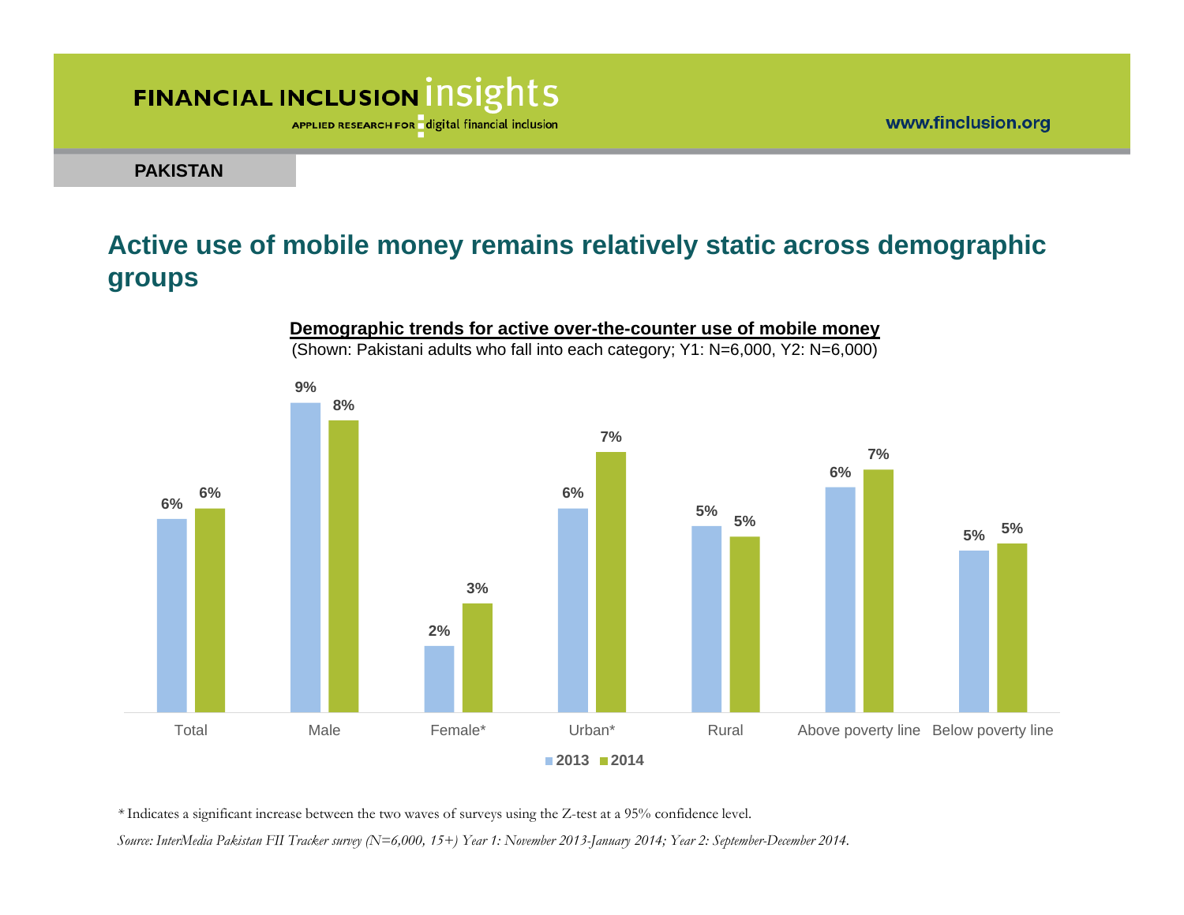PAKISTAN

## Active use of mobile money remains relatively static across demographic groups

**Demographic trends for active over-the-counter use of mobile money**

(Shown: Pakistani adults who fall into each category; Y1: N=6,000, Y2: N=6,000)

| | 2013 | 2014 |
|---|---|---|
| Total | 6% | 6% |
| Male | 9% | 8% |
| Female* | 2% | 3% |
| Urban* | 6% | 7% |
| Rural | 5% | 5% |
| Above poverty line | 6% | 7% |
| Below poverty line | 5% | 5% |

* Indicates a significant increase between the two waves of surveys using the Z-test at a 95% confidence level.

*Source: InterMedia Pakistan FII Tracker survey (N=6,000, 15+) Year 1: November 2013-January 2014; Year 2: September-December 2014.*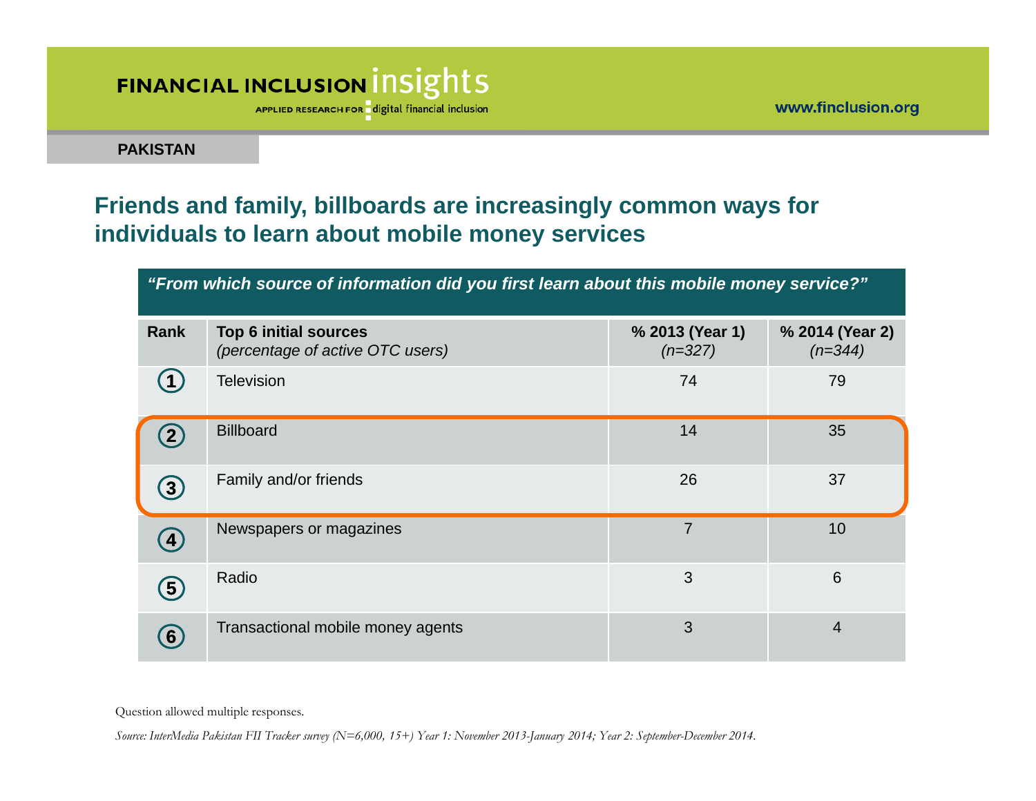PAKISTAN

## Friends and family, billboards are increasingly common ways for individuals to learn about mobile money services

***"From which source of information did you first learn about this mobile money service?"***

| Rank | Top 6 initial sources *(percentage of active OTC users)* | % 2013 (Year 1) *(n=327)* | % 2014 (Year 2) *(n=344)* |
|---|---|---|---|
| 1 | Television | 74 | 79 |
| 2 | Billboard | 14 | 35 |
| 3 | Family and/or friends | 26 | 37 |
| 4 | Newspapers or magazines | 7 | 10 |
| 5 | Radio | 3 | 6 |
| 6 | Transactional mobile money agents | 3 | 4 |

Question allowed multiple responses.

*Source: InterMedia Pakistan FII Tracker survey (N=6,000, 15+) Year 1: November 2013-January 2014; Year 2: September-December 2014.*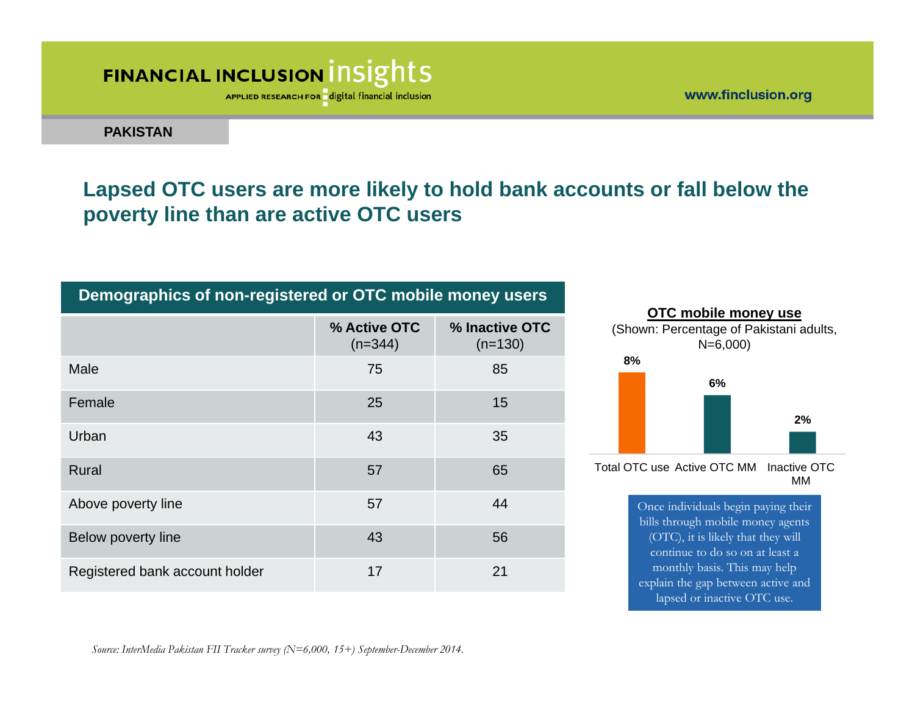**PAKISTAN**

## Lapsed OTC users are more likely to hold bank accounts or fall below the poverty line than are active OTC users

**Demographics of non-registered or OTC mobile money users**

| | % Active OTC (n=344) | % Inactive OTC (n=130) |
|---|---|---|
| Male | 75 | 85 |
| Female | 25 | 15 |
| Urban | 43 | 35 |
| Rural | 57 | 65 |
| Above poverty line | 57 | 44 |
| Below poverty line | 43 | 56 |
| Registered bank account holder | 17 | 21 |

**OTC mobile money use**

(Shown: Percentage of Pakistani adults, N=6,000)

| Total OTC use | Active OTC MM | Inactive OTC MM |
|---|---|---|
| 8% | 6% | 2% |

Once individuals begin paying their bills through mobile money agents (OTC), it is likely that they will continue to do so on at least a monthly basis. This may help explain the gap between active and lapsed or inactive OTC use.

*Source: InterMedia Pakistan FII Tracker survey (N=6,000, 15+) September-December 2014.*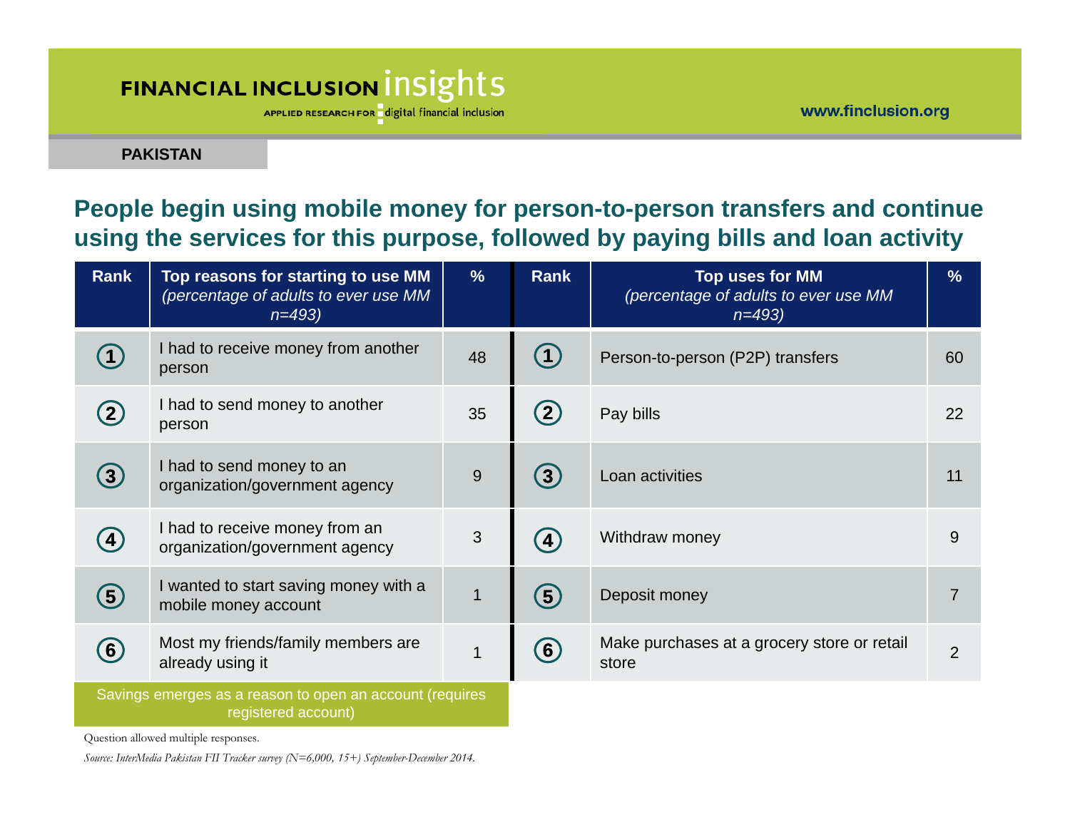**PAKISTAN**

## People begin using mobile money for person-to-person transfers and continue using the services for this purpose, followed by paying bills and loan activity

| Rank | Top reasons for starting to use MM *(percentage of adults to ever use MM n=493)* | % | Rank | Top uses for MM *(percentage of adults to ever use MM n=493)* | % |
|---|---|---|---|---|---|
| 1 | I had to receive money from another person | 48 | 1 | Person-to-person (P2P) transfers | 60 |
| 2 | I had to send money to another person | 35 | 2 | Pay bills | 22 |
| 3 | I had to send money to an organization/government agency | 9 | 3 | Loan activities | 11 |
| 4 | I had to receive money from an organization/government agency | 3 | 4 | Withdraw money | 9 |
| 5 | I wanted to start saving money with a mobile money account | 1 | 5 | Deposit money | 7 |
| 6 | Most my friends/family members are already using it | 1 | 6 | Make purchases at a grocery store or retail store | 2 |

Savings emerges as a reason to open an account (requires registered account)

Question allowed multiple responses.

*Source: InterMedia Pakistan FII Tracker survey (N=6,000, 15+) September-December 2014.*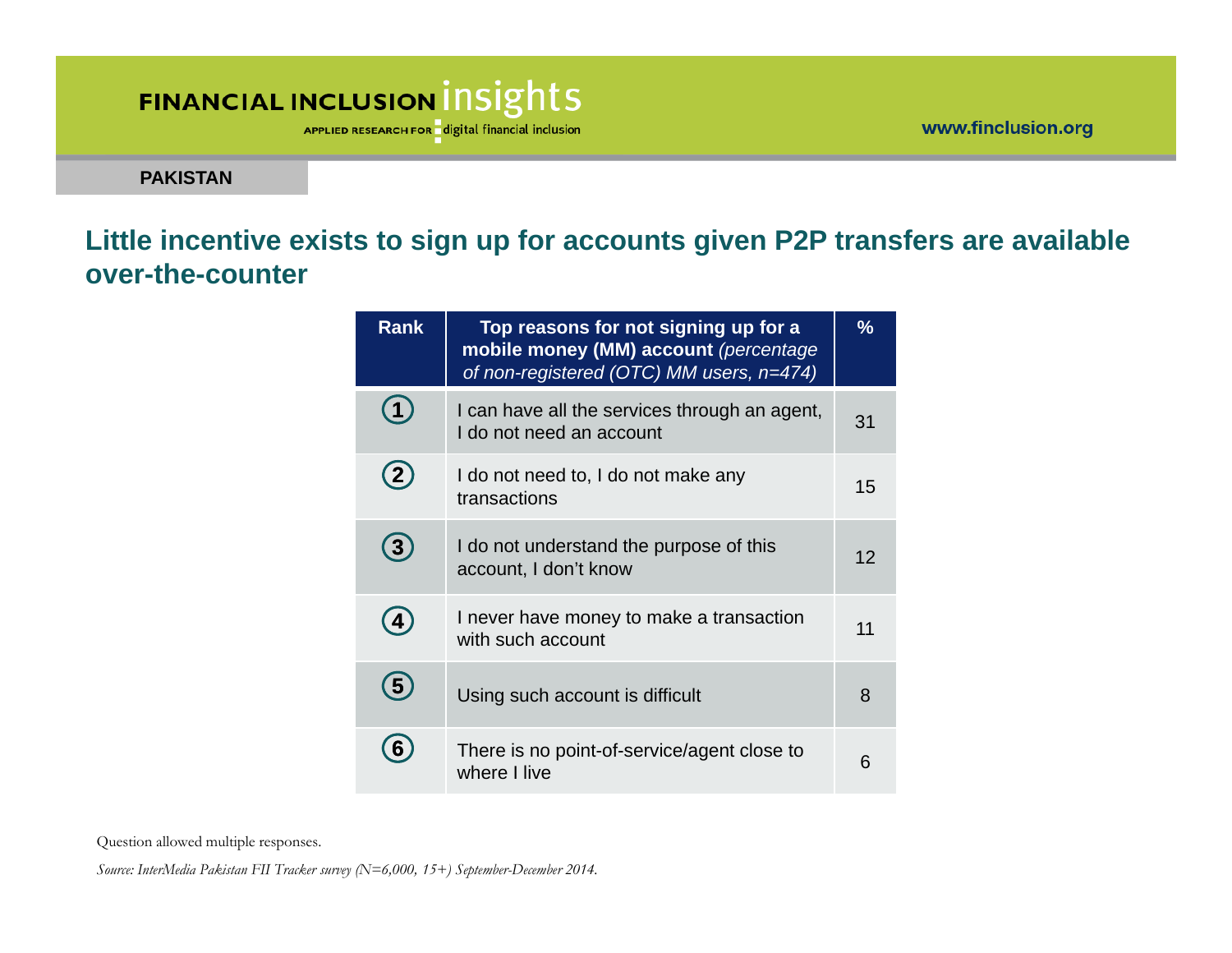**PAKISTAN**

## Little incentive exists to sign up for accounts given P2P transfers are available over-the-counter

| Rank | Top reasons for not signing up for a mobile money (MM) account *(percentage of non-registered (OTC) MM users, n=474)* | % |
|---|---|---|
| 1 | I can have all the services through an agent, I do not need an account | 31 |
| 2 | I do not need to, I do not make any transactions | 15 |
| 3 | I do not understand the purpose of this account, I don't know | 12 |
| 4 | I never have money to make a transaction with such account | 11 |
| 5 | Using such account is difficult | 8 |
| 6 | There is no point-of-service/agent close to where I live | 6 |

Question allowed multiple responses.

*Source: InterMedia Pakistan FII Tracker survey (N=6,000, 15+) September-December 2014.*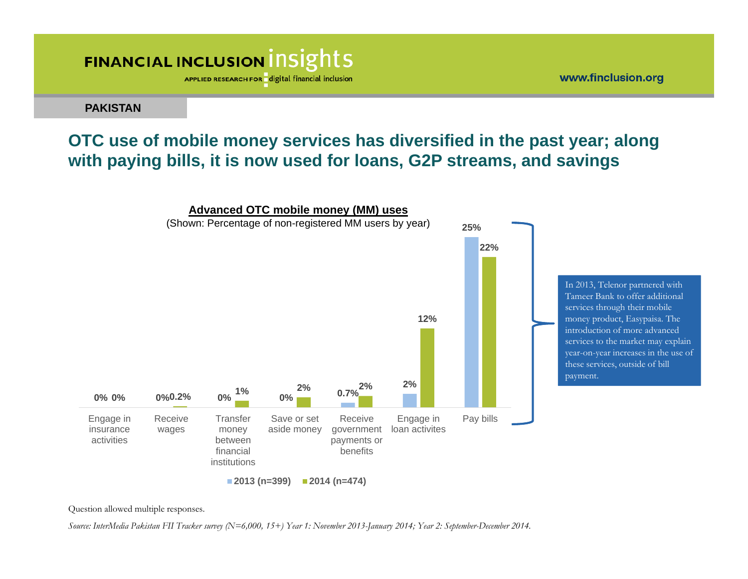PAKISTAN

## OTC use of mobile money services has diversified in the past year; along with paying bills, it is now used for loans, G2P streams, and savings

**Advanced OTC mobile money (MM) uses**

(Shown: Percentage of non-registered MM users by year)

| | 2013 (n=399) | 2014 (n=474) |
|---|---|---|
| Engage in insurance activities | 0% | 0% |
| Receive wages | 0% | 0.2% |
| Transfer money between financial institutions | 0% | 1% |
| Save or set aside money | 0% | 2% |
| Receive government payments or benefits | 0.7% | 2% |
| Engage in loan activites | 2% | 12% |
| Pay bills | 25% | 22% |

In 2013, Telenor partnered with Tameer Bank to offer additional services through their mobile money product, Easypaisa. The introduction of more advanced services to the market may explain year-on-year increases in the use of these services, outside of bill payment.

Question allowed multiple responses.

*Source: InterMedia Pakistan FII Tracker survey (N=6,000, 15+) Year 1: November 2013-January 2014; Year 2: September-December 2014.*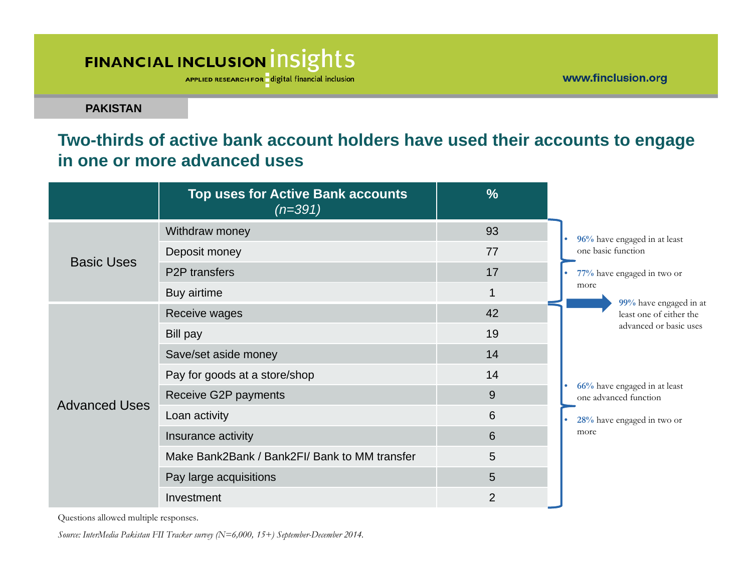PAKISTAN

## Two-thirds of active bank account holders have used their accounts to engage in one or more advanced uses

| | Top uses for Active Bank accounts *(n=391)* | % |
|---|---|---|
| Basic Uses | Withdraw money | 93 |
| | Deposit money | 77 |
| | P2P transfers | 17 |
| | Buy airtime | 1 |
| Advanced Uses | Receive wages | 42 |
| | Bill pay | 19 |
| | Save/set aside money | 14 |
| | Pay for goods at a store/shop | 14 |
| | Receive G2P payments | 9 |
| | Loan activity | 6 |
| | Insurance activity | 6 |
| | Make Bank2Bank / Bank2FI/ Bank to MM transfer | 5 |
| | Pay large acquisitions | 5 |
| | Investment | 2 |

Basic uses:
- **96%** have engaged in at least one basic function
- **77%** have engaged in two or more

**99%** have engaged in at least one of either the advanced or basic uses

Advanced uses:
- **66%** have engaged in at least one advanced function
- **28%** have engaged in two or more

Questions allowed multiple responses.

*Source: InterMedia Pakistan FII Tracker survey (N=6,000, 15+) September-December 2014.*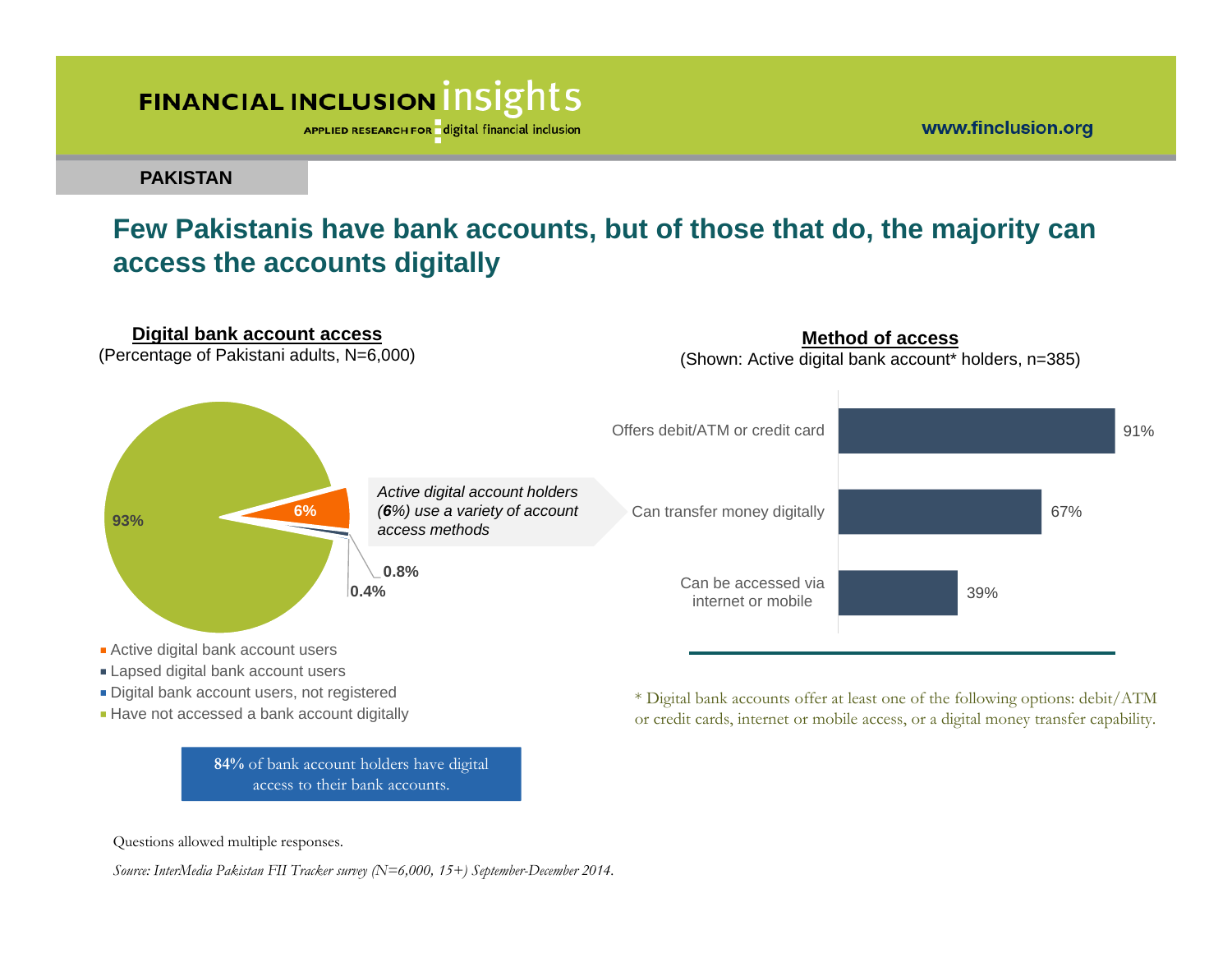**PAKISTAN**

# Few Pakistanis have bank accounts, but of those that do, the majority can access the accounts digitally

## Digital bank account access

(Percentage of Pakistani adults, N=6,000)

| Category | Percentage |
| --- | --- |
| Active digital bank account users | 6% |
| Lapsed digital bank account users | 0.8% |
| Digital bank account users, not registered | 0.4% |
| Have not accessed a bank account digitally | 93% |

*Active digital account holders (**6**%) use a variety of account access methods*

**84%** of bank account holders have digital access to their bank accounts.

## Method of access

(Shown: Active digital bank account* holders, n=385)

| Method | Percentage |
| --- | --- |
| Offers debit/ATM or credit card | 91% |
| Can transfer money digitally | 67% |
| Can be accessed via internet or mobile | 39% |

\* Digital bank accounts offer at least one of the following options: debit/ATM or credit cards, internet or mobile access, or a digital money transfer capability.

Questions allowed multiple responses.

*Source: InterMedia Pakistan FII Tracker survey (N=6,000, 15+) September-December 2014.*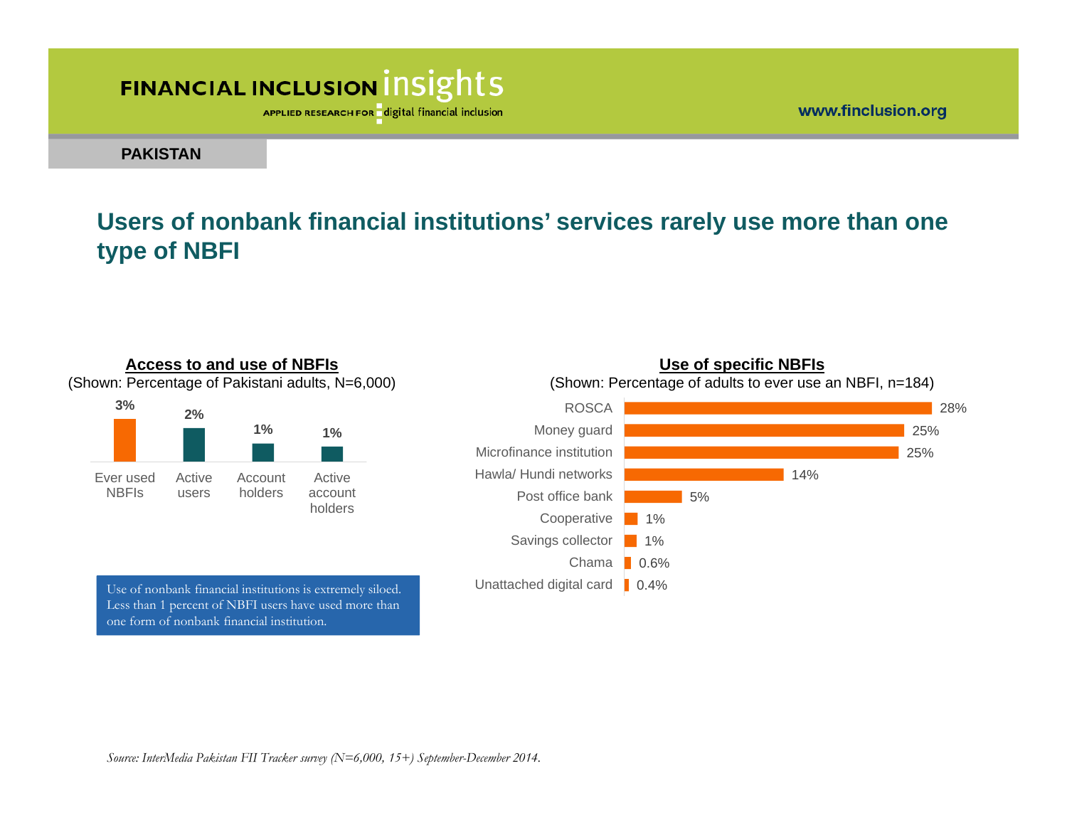PAKISTAN

# Users of nonbank financial institutions' services rarely use more than one type of NBFI

**Access to and use of NBFIs**

(Shown: Percentage of Pakistani adults, N=6,000)

| Ever used NBFIs | Active users | Account holders | Active account holders |
|---|---|---|---|
| 3% | 2% | 1% | 1% |

Use of nonbank financial institutions is extremely siloed. Less than 1 percent of NBFI users have used more than one form of nonbank financial institution.

**Use of specific NBFIs**

(Shown: Percentage of adults to ever use an NBFI, n=184)

| NBFI | % |
|---|---|
| ROSCA | 28% |
| Money guard | 25% |
| Microfinance institution | 25% |
| Hawla/ Hundi networks | 14% |
| Post office bank | 5% |
| Cooperative | 1% |
| Savings collector | 1% |
| Chama | 0.6% |
| Unattached digital card | 0.4% |

*Source: InterMedia Pakistan FII Tracker survey (N=6,000, 15+) September-December 2014.*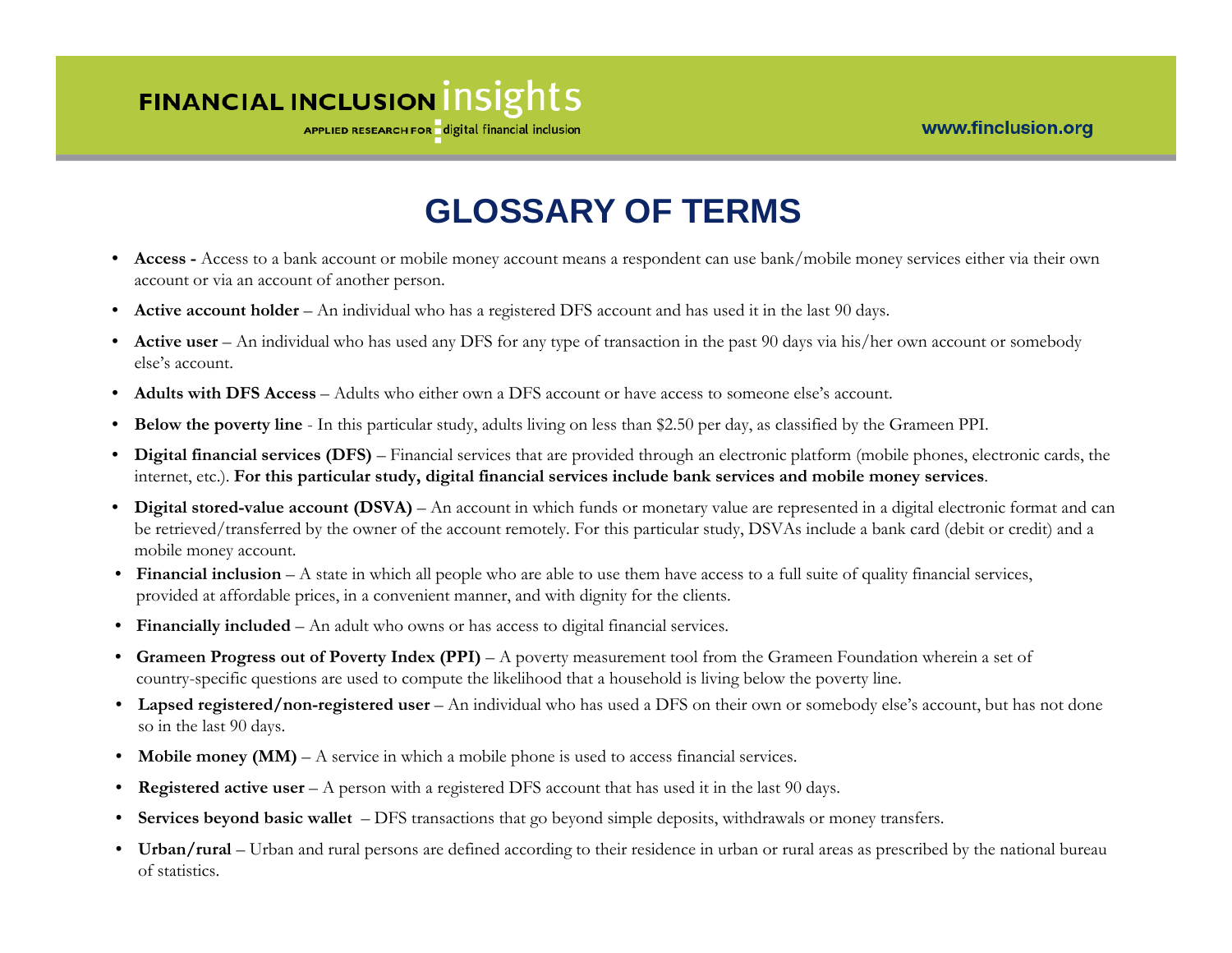# GLOSSARY OF TERMS

- **Access -** Access to a bank account or mobile money account means a respondent can use bank/mobile money services either via their own account or via an account of another person.
- **Active account holder** – An individual who has a registered DFS account and has used it in the last 90 days.
- **Active user** – An individual who has used any DFS for any type of transaction in the past 90 days via his/her own account or somebody else's account.
- **Adults with DFS Access** – Adults who either own a DFS account or have access to someone else's account.
- **Below the poverty line** - In this particular study, adults living on less than $2.50 per day, as classified by the Grameen PPI.
- **Digital financial services (DFS)** – Financial services that are provided through an electronic platform (mobile phones, electronic cards, the internet, etc.). **For this particular study, digital financial services include bank services and mobile money services**.
- **Digital stored-value account (DSVA)** – An account in which funds or monetary value are represented in a digital electronic format and can be retrieved/transferred by the owner of the account remotely. For this particular study, DSVAs include a bank card (debit or credit) and a mobile money account.
- **Financial inclusion** – A state in which all people who are able to use them have access to a full suite of quality financial services, provided at affordable prices, in a convenient manner, and with dignity for the clients.
- **Financially included** – An adult who owns or has access to digital financial services.
- **Grameen Progress out of Poverty Index (PPI)** – A poverty measurement tool from the Grameen Foundation wherein a set of country-specific questions are used to compute the likelihood that a household is living below the poverty line.
- **Lapsed registered/non-registered user** – An individual who has used a DFS on their own or somebody else's account, but has not done so in the last 90 days.
- **Mobile money (MM)** – A service in which a mobile phone is used to access financial services.
- **Registered active user** – A person with a registered DFS account that has used it in the last 90 days.
- **Services beyond basic wallet** – DFS transactions that go beyond simple deposits, withdrawals or money transfers.
- **Urban/rural** – Urban and rural persons are defined according to their residence in urban or rural areas as prescribed by the national bureau of statistics.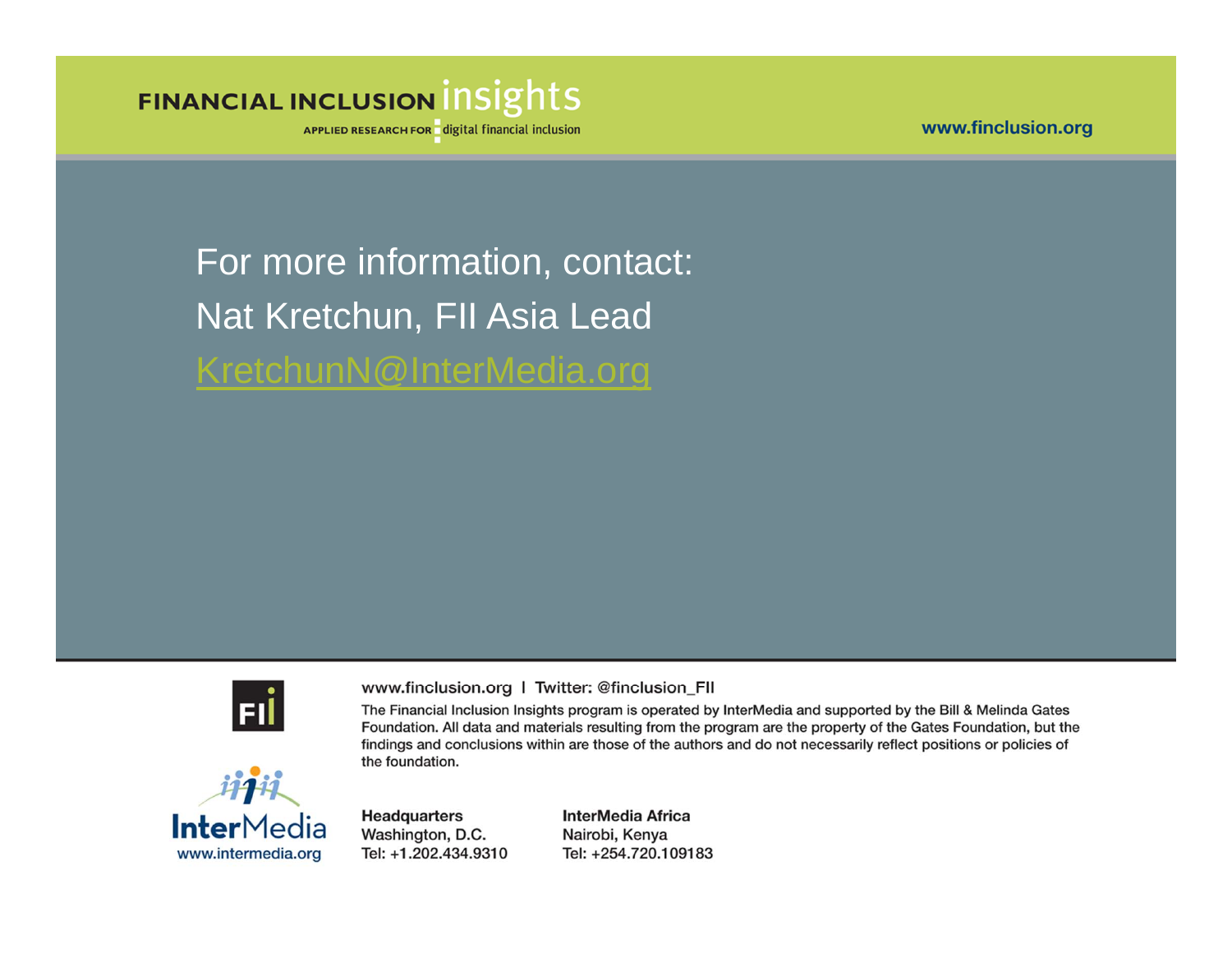FINANCIAL INCLUSION insights

APPLIED RESEARCH FOR digital financial inclusion

www.finclusion.org

For more information, contact:

Nat Kretchun, FII Asia Lead

KretchunN@InterMedia.org

www.finclusion.org | Twitter: @finclusion_FII

The Financial Inclusion Insights program is operated by InterMedia and supported by the Bill & Melinda Gates Foundation. All data and materials resulting from the program are the property of the Gates Foundation, but the findings and conclusions within are those of the authors and do not necessarily reflect positions or policies of the foundation.

InterMedia
www.intermedia.org

**Headquarters**
Washington, D.C.
Tel: +1.202.434.9310

**InterMedia Africa**
Nairobi, Kenya
Tel: +254.720.109183